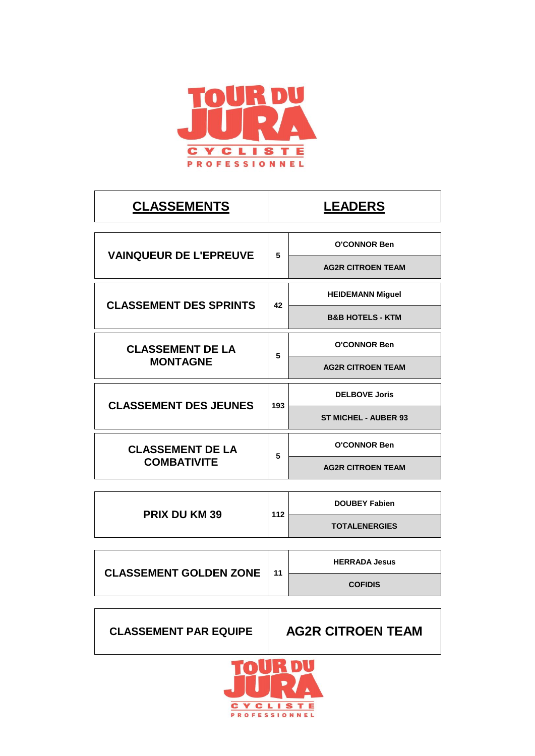# TOUR DU JURA CYCLISTE PROFESSIONNEL

| CLASSEMENTS | | LEADERS |
|---|---|---|
| VAINQUEUR DE L'EPREUVE | 5 | O'CONNOR Ben |
| | | AG2R CITROEN TEAM |
| CLASSEMENT DES SPRINTS | 42 | HEIDEMANN Miguel |
| | | B&B HOTELS - KTM |
| CLASSEMENT DE LA MONTAGNE | 5 | O'CONNOR Ben |
| | | AG2R CITROEN TEAM |
| CLASSEMENT DES JEUNES | 193 | DELBOVE Joris |
| | | ST MICHEL - AUBER 93 |
| CLASSEMENT DE LA COMBATIVITE | 5 | O'CONNOR Ben |
| | | AG2R CITROEN TEAM |
| PRIX DU KM 39 | 112 | DOUBEY Fabien |
| | | TOTALENERGIES |
| CLASSEMENT GOLDEN ZONE | 11 | HERRADA Jesus |
| | | COFIDIS |
| CLASSEMENT PAR EQUIPE | | AG2R CITROEN TEAM |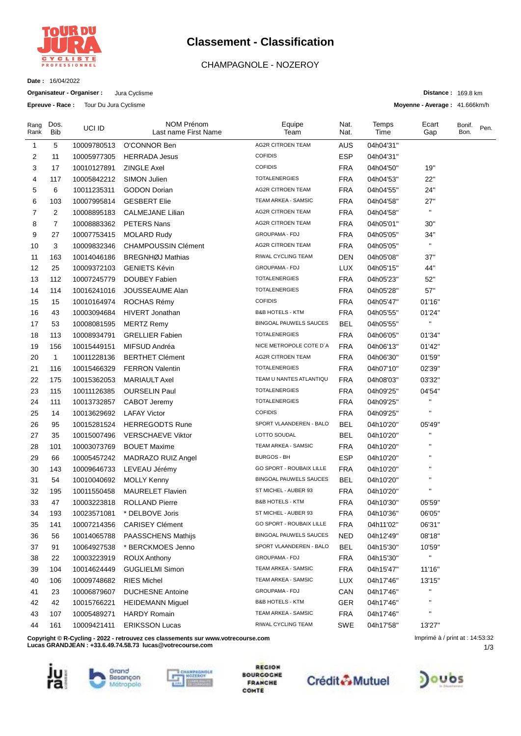# Classement - Classification

CHAMPAGNOLE - NOZEROY

**Date :** 16/04/2022

**Organisateur - Organiser :** Jura Cyclisme

**Epreuve - Race :** Tour Du Jura Cyclisme

**Distance :** 169.8 km

**Moyenne - Average :** 41.666km/h

| Rang Rank | Dos. Bib | UCI ID | NOM Prénom Last name First Name | Equipe Team | Nat. Nat. | Temps Time | Ecart Gap | Bonif. Bon. | Pen. |
|---|---|---|---|---|---|---|---|---|---|
| 1 | 5 | 10009780513 | O'CONNOR Ben | AG2R CITROEN TEAM | AUS | 04h04'31'' | | | |
| 2 | 11 | 10005977305 | HERRADA Jesus | COFIDIS | ESP | 04h04'31'' | | | |
| 3 | 17 | 10010127891 | ZINGLE Axel | COFIDIS | FRA | 04h04'50'' | 19'' | | |
| 4 | 117 | 10005842212 | SIMON Julien | TOTALENERGIES | FRA | 04h04'53'' | 22'' | | |
| 5 | 6 | 10011235311 | GODON Dorian | AG2R CITROEN TEAM | FRA | 04h04'55'' | 24'' | | |
| 6 | 103 | 10007995814 | GESBERT Elie | TEAM ARKEA - SAMSIC | FRA | 04h04'58'' | 27'' | | |
| 7 | 2 | 10008895183 | CALMEJANE Lilian | AG2R CITROEN TEAM | FRA | 04h04'58'' | '' | | |
| 8 | 7 | 10008883362 | PETERS Nans | AG2R CITROEN TEAM | FRA | 04h05'01'' | 30'' | | |
| 9 | 27 | 10007753415 | MOLARD Rudy | GROUPAMA - FDJ | FRA | 04h05'05'' | 34'' | | |
| 10 | 3 | 10009832346 | CHAMPOUSSIN Clément | AG2R CITROEN TEAM | FRA | 04h05'05'' | '' | | |
| 11 | 163 | 10014046186 | BREGNHØJ Mathias | RIWAL CYCLING TEAM | DEN | 04h05'08'' | 37'' | | |
| 12 | 25 | 10009372103 | GENIETS Kévin | GROUPAMA - FDJ | LUX | 04h05'15'' | 44'' | | |
| 13 | 112 | 10007245779 | DOUBEY Fabien | TOTALENERGIES | FRA | 04h05'23'' | 52'' | | |
| 14 | 114 | 10016241016 | JOUSSEAUME Alan | TOTALENERGIES | FRA | 04h05'28'' | 57'' | | |
| 15 | 15 | 10010164974 | ROCHAS Rémy | COFIDIS | FRA | 04h05'47'' | 01'16'' | | |
| 16 | 43 | 10003094684 | HIVERT Jonathan | B&B HOTELS - KTM | FRA | 04h05'55'' | 01'24'' | | |
| 17 | 53 | 10008081595 | MERTZ Remy | BINGOAL PAUWELS SAUCES | BEL | 04h05'55'' | '' | | |
| 18 | 113 | 10008934791 | GRELLIER Fabien | TOTALENERGIES | FRA | 04h06'05'' | 01'34'' | | |
| 19 | 156 | 10015449151 | MIFSUD Andréa | NICE METROPOLE COTE D`A | FRA | 04h06'13'' | 01'42'' | | |
| 20 | 1 | 10011228136 | BERTHET Clément | AG2R CITROEN TEAM | FRA | 04h06'30'' | 01'59'' | | |
| 21 | 116 | 10015466329 | FERRON Valentin | TOTALENERGIES | FRA | 04h07'10'' | 02'39'' | | |
| 22 | 175 | 10015362053 | MARIAULT Axel | TEAM U NANTES ATLANTIQU | FRA | 04h08'03'' | 03'32'' | | |
| 23 | 115 | 10011126385 | OURSELIN Paul | TOTALENERGIES | FRA | 04h09'25'' | 04'54'' | | |
| 24 | 111 | 10013732857 | CABOT Jeremy | TOTALENERGIES | FRA | 04h09'25'' | '' | | |
| 25 | 14 | 10013629692 | LAFAY Victor | COFIDIS | FRA | 04h09'25'' | '' | | |
| 26 | 95 | 10015281524 | HERREGODTS Rune | SPORT VLAANDEREN - BALO | BEL | 04h10'20'' | 05'49'' | | |
| 27 | 35 | 10015007496 | VERSCHAEVE Viktor | LOTTO SOUDAL | BEL | 04h10'20'' | '' | | |
| 28 | 101 | 10003073769 | BOUET Maxime | TEAM ARKEA - SAMSIC | FRA | 04h10'20'' | '' | | |
| 29 | 66 | 10005457242 | MADRAZO RUIZ Angel | BURGOS - BH | ESP | 04h10'20'' | '' | | |
| 30 | 143 | 10009646733 | LEVEAU Jérémy | GO SPORT - ROUBAIX LILLE | FRA | 04h10'20'' | '' | | |
| 31 | 54 | 10010040692 | MOLLY Kenny | BINGOAL PAUWELS SAUCES | BEL | 04h10'20'' | '' | | |
| 32 | 195 | 10011550458 | MAURELET Flavien | ST MICHEL - AUBER 93 | FRA | 04h10'20'' | '' | | |
| 33 | 47 | 10003223818 | ROLLAND Pierre | B&B HOTELS - KTM | FRA | 04h10'30'' | 05'59'' | | |
| 34 | 193 | 10023571081 | * DELBOVE Joris | ST MICHEL - AUBER 93 | FRA | 04h10'36'' | 06'05'' | | |
| 35 | 141 | 10007214356 | CARISEY Clément | GO SPORT - ROUBAIX LILLE | FRA | 04h11'02'' | 06'31'' | | |
| 36 | 56 | 10014065788 | PAASSCHENS Mathijs | BINGOAL PAUWELS SAUCES | NED | 04h12'49'' | 08'18'' | | |
| 37 | 91 | 10064927538 | * BERCKMOES Jenno | SPORT VLAANDEREN - BALO | BEL | 04h15'30'' | 10'59'' | | |
| 38 | 22 | 10003223919 | ROUX Anthony | GROUPAMA - FDJ | FRA | 04h15'30'' | '' | | |
| 39 | 104 | 10014624449 | GUGLIELMI Simon | TEAM ARKEA - SAMSIC | FRA | 04h15'47'' | 11'16'' | | |
| 40 | 106 | 10009748682 | RIES Michel | TEAM ARKEA - SAMSIC | LUX | 04h17'46'' | 13'15'' | | |
| 41 | 23 | 10006879607 | DUCHESNE Antoine | GROUPAMA - FDJ | CAN | 04h17'46'' | '' | | |
| 42 | 42 | 10015766221 | HEIDEMANN Miguel | B&B HOTELS - KTM | GER | 04h17'46'' | '' | | |
| 43 | 107 | 10005489271 | HARDY Romain | TEAM ARKEA - SAMSIC | FRA | 04h17'46'' | '' | | |
| 44 | 161 | 10009421411 | ERIKSSON Lucas | RIWAL CYCLING TEAM | SWE | 04h17'58'' | 13'27'' | | |

**Copyright © R-Cycling - 2022 - retrouvez ces classements sur www.votrecourse.com**
**Lucas GRANDJEAN : +33.6.49.74.58.73 lucas@votrecourse.com**

Imprimé à / print at : 14:53:32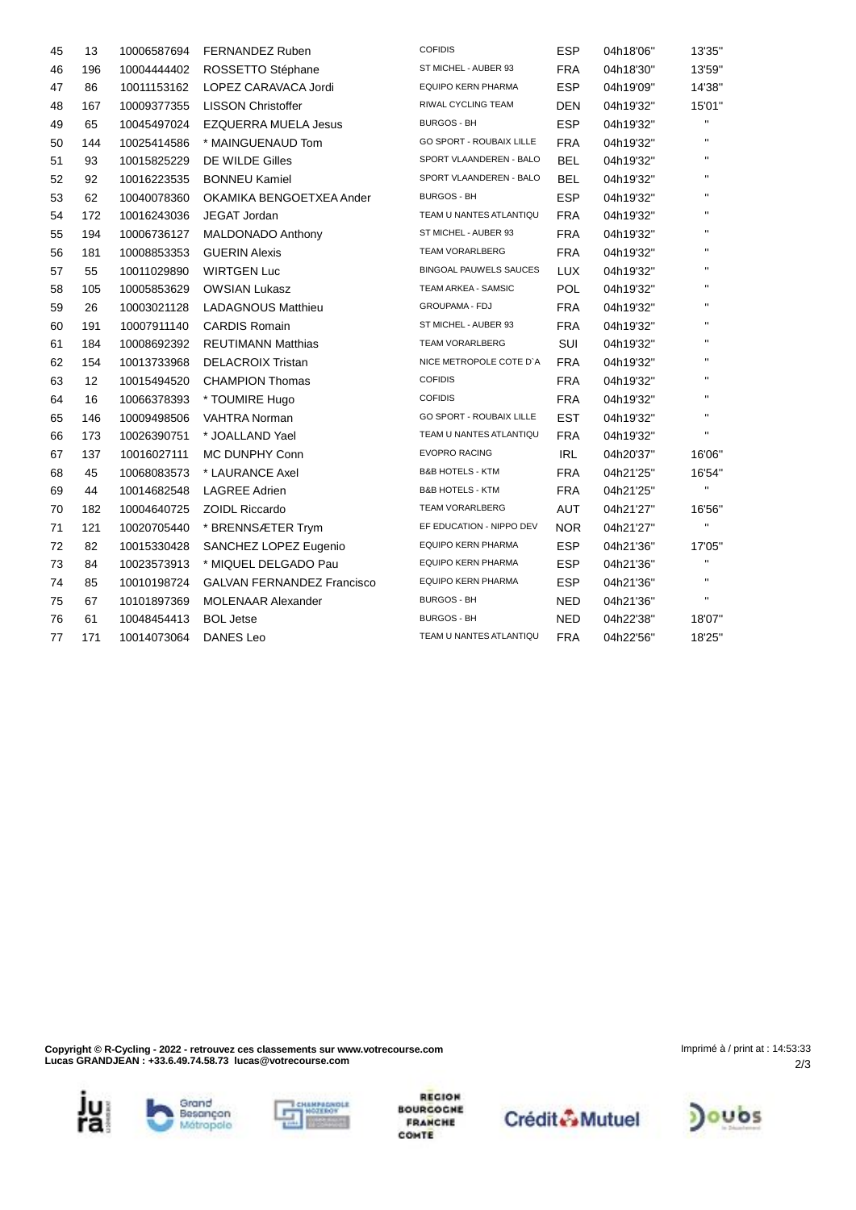| 45 | 13 | 10006587694 | FERNANDEZ Ruben | COFIDIS | ESP | 04h18'06'' | 13'35'' |
|---|---|---|---|---|---|---|---|
| 46 | 196 | 10004444402 | ROSSETTO Stéphane | ST MICHEL - AUBER 93 | FRA | 04h18'30'' | 13'59'' |
| 47 | 86 | 10011153162 | LOPEZ CARAVACA Jordi | EQUIPO KERN PHARMA | ESP | 04h19'09'' | 14'38'' |
| 48 | 167 | 10009377355 | LISSON Christoffer | RIWAL CYCLING TEAM | DEN | 04h19'32'' | 15'01'' |
| 49 | 65 | 10045497024 | EZQUERRA MUELA Jesus | BURGOS - BH | ESP | 04h19'32'' | '' |
| 50 | 144 | 10025414586 | * MAINGUENAUD Tom | GO SPORT - ROUBAIX LILLE | FRA | 04h19'32'' | '' |
| 51 | 93 | 10015825229 | DE WILDE Gilles | SPORT VLAANDEREN - BALO | BEL | 04h19'32'' | '' |
| 52 | 92 | 10016223535 | BONNEU Kamiel | SPORT VLAANDEREN - BALO | BEL | 04h19'32'' | '' |
| 53 | 62 | 10040078360 | OKAMIKA BENGOETXEA Ander | BURGOS - BH | ESP | 04h19'32'' | '' |
| 54 | 172 | 10016243036 | JEGAT Jordan | TEAM U NANTES ATLANTIQU | FRA | 04h19'32'' | '' |
| 55 | 194 | 10006736127 | MALDONADO Anthony | ST MICHEL - AUBER 93 | FRA | 04h19'32'' | '' |
| 56 | 181 | 10008853353 | GUERIN Alexis | TEAM VORARLBERG | FRA | 04h19'32'' | '' |
| 57 | 55 | 10011029890 | WIRTGEN Luc | BINGOAL PAUWELS SAUCES | LUX | 04h19'32'' | '' |
| 58 | 105 | 10005853629 | OWSIAN Lukasz | TEAM ARKEA - SAMSIC | POL | 04h19'32'' | '' |
| 59 | 26 | 10003021128 | LADAGNOUS Matthieu | GROUPAMA - FDJ | FRA | 04h19'32'' | '' |
| 60 | 191 | 10007911140 | CARDIS Romain | ST MICHEL - AUBER 93 | FRA | 04h19'32'' | '' |
| 61 | 184 | 10008692392 | REUTIMANN Matthias | TEAM VORARLBERG | SUI | 04h19'32'' | '' |
| 62 | 154 | 10013733968 | DELACROIX Tristan | NICE METROPOLE COTE D`A | FRA | 04h19'32'' | '' |
| 63 | 12 | 10015494520 | CHAMPION Thomas | COFIDIS | FRA | 04h19'32'' | '' |
| 64 | 16 | 10066378393 | * TOUMIRE Hugo | COFIDIS | FRA | 04h19'32'' | '' |
| 65 | 146 | 10009498506 | VAHTRA Norman | GO SPORT - ROUBAIX LILLE | EST | 04h19'32'' | '' |
| 66 | 173 | 10026390751 | * JOALLAND Yael | TEAM U NANTES ATLANTIQU | FRA | 04h19'32'' | '' |
| 67 | 137 | 10016027111 | MC DUNPHY Conn | EVOPRO RACING | IRL | 04h20'37'' | 16'06'' |
| 68 | 45 | 10068083573 | * LAURANCE Axel | B&B HOTELS - KTM | FRA | 04h21'25'' | 16'54'' |
| 69 | 44 | 10014682548 | LAGREE Adrien | B&B HOTELS - KTM | FRA | 04h21'25'' | '' |
| 70 | 182 | 10004640725 | ZOIDL Riccardo | TEAM VORARLBERG | AUT | 04h21'27'' | 16'56'' |
| 71 | 121 | 10020705440 | * BRENNSÆTER Trym | EF EDUCATION - NIPPO DEV | NOR | 04h21'27'' | '' |
| 72 | 82 | 10015330428 | SANCHEZ LOPEZ Eugenio | EQUIPO KERN PHARMA | ESP | 04h21'36'' | 17'05'' |
| 73 | 84 | 10023573913 | * MIQUEL DELGADO Pau | EQUIPO KERN PHARMA | ESP | 04h21'36'' | '' |
| 74 | 85 | 10010198724 | GALVAN FERNANDEZ Francisco | EQUIPO KERN PHARMA | ESP | 04h21'36'' | '' |
| 75 | 67 | 10101897369 | MOLENAAR Alexander | BURGOS - BH | NED | 04h21'36'' | '' |
| 76 | 61 | 10048454413 | BOL Jetse | BURGOS - BH | NED | 04h22'38'' | 18'07'' |
| 77 | 171 | 10014073064 | DANES Leo | TEAM U NANTES ATLANTIQU | FRA | 04h22'56'' | 18'25'' |

**Copyright © R-Cycling - 2022 - retrouvez ces classements sur www.votrecourse.com**
**Lucas GRANDJEAN : +33.6.49.74.58.73 lucas@votrecourse.com**

Imprimé à / print at : 14:53:33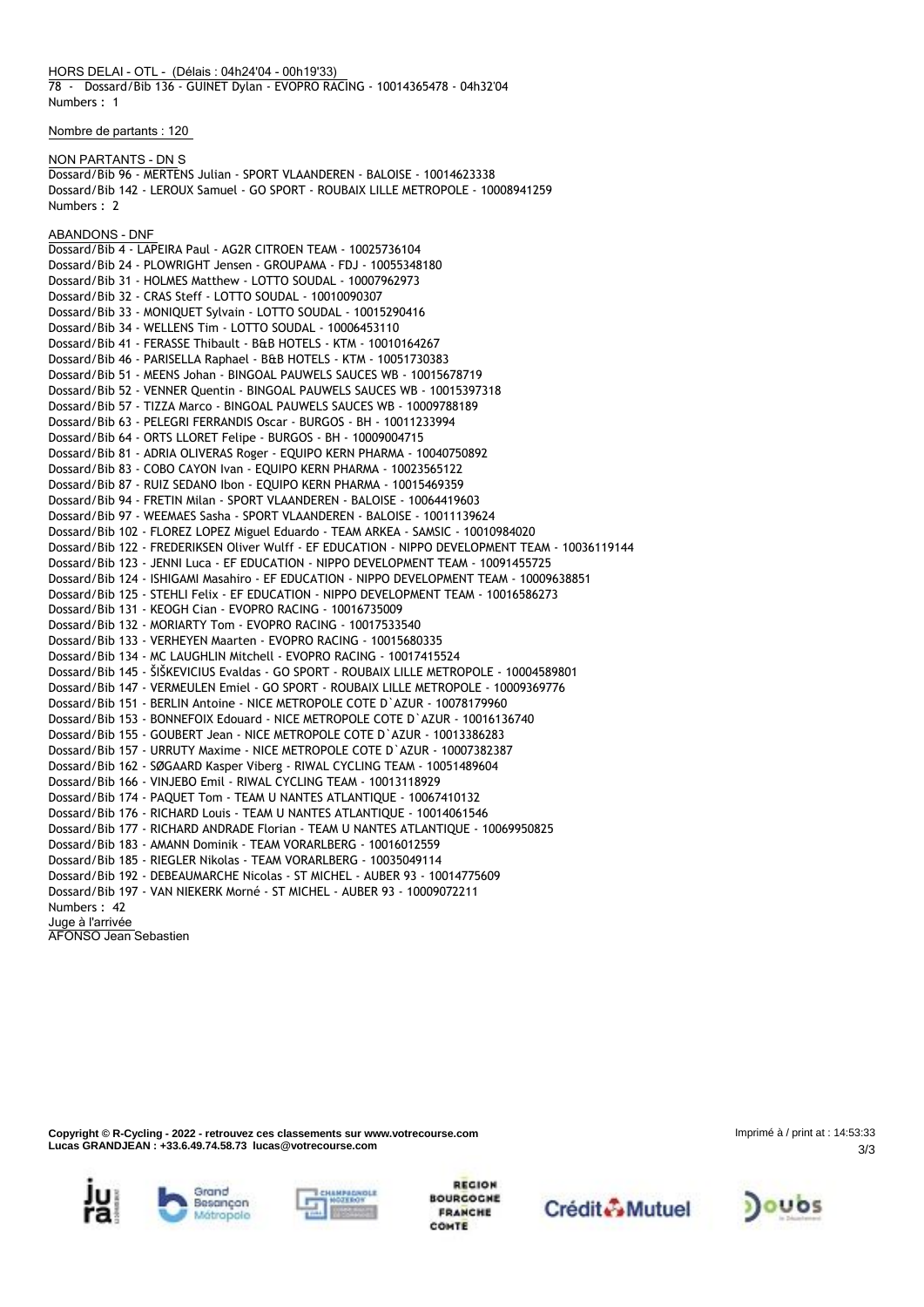HORS DELAI - OTL - (Délais : 04h24'04 - 00h19'33)

78 - Dossard/Bib 136 - GUINET Dylan - EVOPRO RACING - 10014365478 - 04h32'04

Numbers : 1

Nombre de partants : 120

NON PARTANTS - DN S

Dossard/Bib 96 - MERTENS Julian - SPORT VLAANDEREN - BALOISE - 10014623338

Dossard/Bib 142 - LEROUX Samuel - GO SPORT - ROUBAIX LILLE METROPOLE - 10008941259

Numbers : 2

ABANDONS - DNF

Dossard/Bib 4 - LAPEIRA Paul - AG2R CITROEN TEAM - 10025736104

Dossard/Bib 24 - PLOWRIGHT Jensen - GROUPAMA - FDJ - 10055348180

Dossard/Bib 31 - HOLMES Matthew - LOTTO SOUDAL - 10007962973

Dossard/Bib 32 - CRAS Steff - LOTTO SOUDAL - 10010090307

Dossard/Bib 33 - MONIQUET Sylvain - LOTTO SOUDAL - 10015290416

Dossard/Bib 34 - WELLENS Tim - LOTTO SOUDAL - 10006453110

Dossard/Bib 41 - FERASSE Thibault - B&B HOTELS - KTM - 10010164267

Dossard/Bib 46 - PARISELLA Raphael - B&B HOTELS - KTM - 10051730383

Dossard/Bib 51 - MEENS Johan - BINGOAL PAUWELS SAUCES WB - 10015678719

Dossard/Bib 52 - VENNER Quentin - BINGOAL PAUWELS SAUCES WB - 10015397318

Dossard/Bib 57 - TIZZA Marco - BINGOAL PAUWELS SAUCES WB - 10009788189

Dossard/Bib 63 - PELEGRI FERRANDIS Oscar - BURGOS - BH - 10011233994

Dossard/Bib 64 - ORTS LLORET Felipe - BURGOS - BH - 10009004715

Dossard/Bib 81 - ADRIA OLIVERAS Roger - EQUIPO KERN PHARMA - 10040750892

Dossard/Bib 83 - COBO CAYON Ivan - EQUIPO KERN PHARMA - 10023565122

Dossard/Bib 87 - RUIZ SEDANO Ibon - EQUIPO KERN PHARMA - 10015469359

Dossard/Bib 94 - FRETIN Milan - SPORT VLAANDEREN - BALOISE - 10064419603

Dossard/Bib 97 - WEEMAES Sasha - SPORT VLAANDEREN - BALOISE - 10011139624

Dossard/Bib 102 - FLOREZ LOPEZ Miguel Eduardo - TEAM ARKEA - SAMSIC - 10010984020

Dossard/Bib 122 - FREDERIKSEN Oliver Wulff - EF EDUCATION - NIPPO DEVELOPMENT TEAM - 10036119144

Dossard/Bib 123 - JENNI Luca - EF EDUCATION - NIPPO DEVELOPMENT TEAM - 10091455725

Dossard/Bib 124 - ISHIGAMI Masahiro - EF EDUCATION - NIPPO DEVELOPMENT TEAM - 10009638851

Dossard/Bib 125 - STEHLI Felix - EF EDUCATION - NIPPO DEVELOPMENT TEAM - 10016586273

Dossard/Bib 131 - KEOGH Cian - EVOPRO RACING - 10016735009

Dossard/Bib 132 - MORIARTY Tom - EVOPRO RACING - 10017533540

Dossard/Bib 133 - VERHEYEN Maarten - EVOPRO RACING - 10015680335

Dossard/Bib 134 - MC LAUGHLIN Mitchell - EVOPRO RACING - 10017415524

Dossard/Bib 145 - ŠIŠKEVICIUS Evaldas - GO SPORT - ROUBAIX LILLE METROPOLE - 10004589801

Dossard/Bib 147 - VERMEULEN Emiel - GO SPORT - ROUBAIX LILLE METROPOLE - 10009369776

Dossard/Bib 151 - BERLIN Antoine - NICE METROPOLE COTE D`AZUR - 10078179960

Dossard/Bib 153 - BONNEFOIX Edouard - NICE METROPOLE COTE D`AZUR - 10016136740

Dossard/Bib 155 - GOUBERT Jean - NICE METROPOLE COTE D`AZUR - 10013386283

Dossard/Bib 157 - URRUTY Maxime - NICE METROPOLE COTE D`AZUR - 10007382387

Dossard/Bib 162 - SØGAARD Kasper Viberg - RIWAL CYCLING TEAM - 10051489604

Dossard/Bib 166 - VINJEBO Emil - RIWAL CYCLING TEAM - 10013118929

Dossard/Bib 174 - PAQUET Tom - TEAM U NANTES ATLANTIQUE - 10067410132

Dossard/Bib 176 - RICHARD Louis - TEAM U NANTES ATLANTIQUE - 10014061546

Dossard/Bib 177 - RICHARD ANDRADE Florian - TEAM U NANTES ATLANTIQUE - 10069950825

Dossard/Bib 183 - AMANN Dominik - TEAM VORARLBERG - 10016012559

Dossard/Bib 185 - RIEGLER Nikolas - TEAM VORARLBERG - 10035049114

Dossard/Bib 192 - DEBEAUMARCHE Nicolas - ST MICHEL - AUBER 93 - 10014775609

Dossard/Bib 197 - VAN NIEKERK Morné - ST MICHEL - AUBER 93 - 10009072211

Numbers : 42

Juge à l'arrivée

AFONSO Jean Sebastien

**Copyright © R-Cycling - 2022 - retrouvez ces classements sur www.votrecourse.com**
**Lucas GRANDJEAN : +33.6.49.74.58.73 lucas@votrecourse.com**

Imprimé à / print at : 14:53:33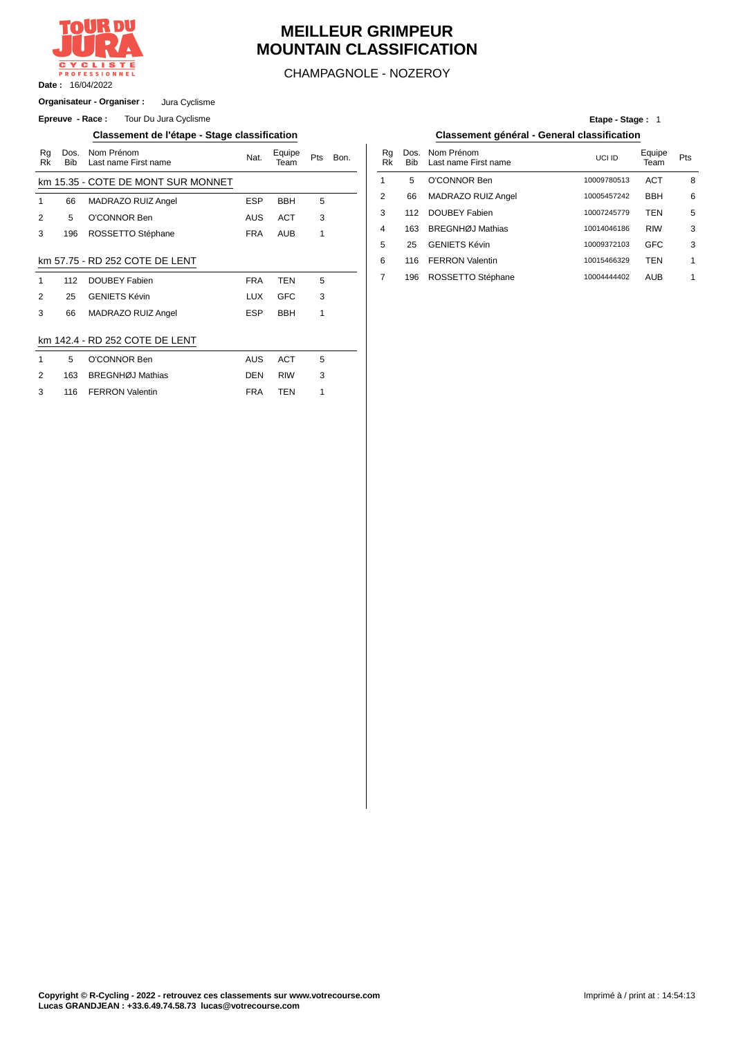# MEILLEUR GRIMPEUR
# MOUNTAIN CLASSIFICATION

CHAMPAGNOLE - NOZEROY

**Date :** 16/04/2022

**Organisateur - Organiser :** Jura Cyclisme

**Epreuve - Race :** Tour Du Jura Cyclisme

**Etape - Stage :** 1

## Classement de l'étape - Stage classification

| Rg Rk | Dos. Bib | Nom Prénom Last name First name | Nat. | Equipe Team | Pts | Bon. |
|---|---|---|---|---|---|---|
| **km 15.35 - COTE DE MONT SUR MONNET** | | | | | | |
| 1 | 66 | MADRAZO RUIZ Angel | ESP | BBH | 5 | |
| 2 | 5 | O'CONNOR Ben | AUS | ACT | 3 | |
| 3 | 196 | ROSSETTO Stéphane | FRA | AUB | 1 | |
| **km 57.75 - RD 252 COTE DE LENT** | | | | | | |
| 1 | 112 | DOUBEY Fabien | FRA | TEN | 5 | |
| 2 | 25 | GENIETS Kévin | LUX | GFC | 3 | |
| 3 | 66 | MADRAZO RUIZ Angel | ESP | BBH | 1 | |
| **km 142.4 - RD 252 COTE DE LENT** | | | | | | |
| 1 | 5 | O'CONNOR Ben | AUS | ACT | 5 | |
| 2 | 163 | BREGNHØJ Mathias | DEN | RIW | 3 | |
| 3 | 116 | FERRON Valentin | FRA | TEN | 1 | |

## Classement général - General classification

| Rg Rk | Dos. Bib | Nom Prénom Last name First name | UCI ID | Equipe Team | Pts |
|---|---|---|---|---|---|
| 1 | 5 | O'CONNOR Ben | 10009780513 | ACT | 8 |
| 2 | 66 | MADRAZO RUIZ Angel | 10005457242 | BBH | 6 |
| 3 | 112 | DOUBEY Fabien | 10007245779 | TEN | 5 |
| 4 | 163 | BREGNHØJ Mathias | 10014046186 | RIW | 3 |
| 5 | 25 | GENIETS Kévin | 10009372103 | GFC | 3 |
| 6 | 116 | FERRON Valentin | 10015466329 | TEN | 1 |
| 7 | 196 | ROSSETTO Stéphane | 10004444402 | AUB | 1 |

**Copyright © R-Cycling - 2022 - retrouvez ces classements sur www.votrecourse.com**
**Lucas GRANDJEAN : +33.6.49.74.58.73 lucas@votrecourse.com**

Imprimé à / print at : 14:54:13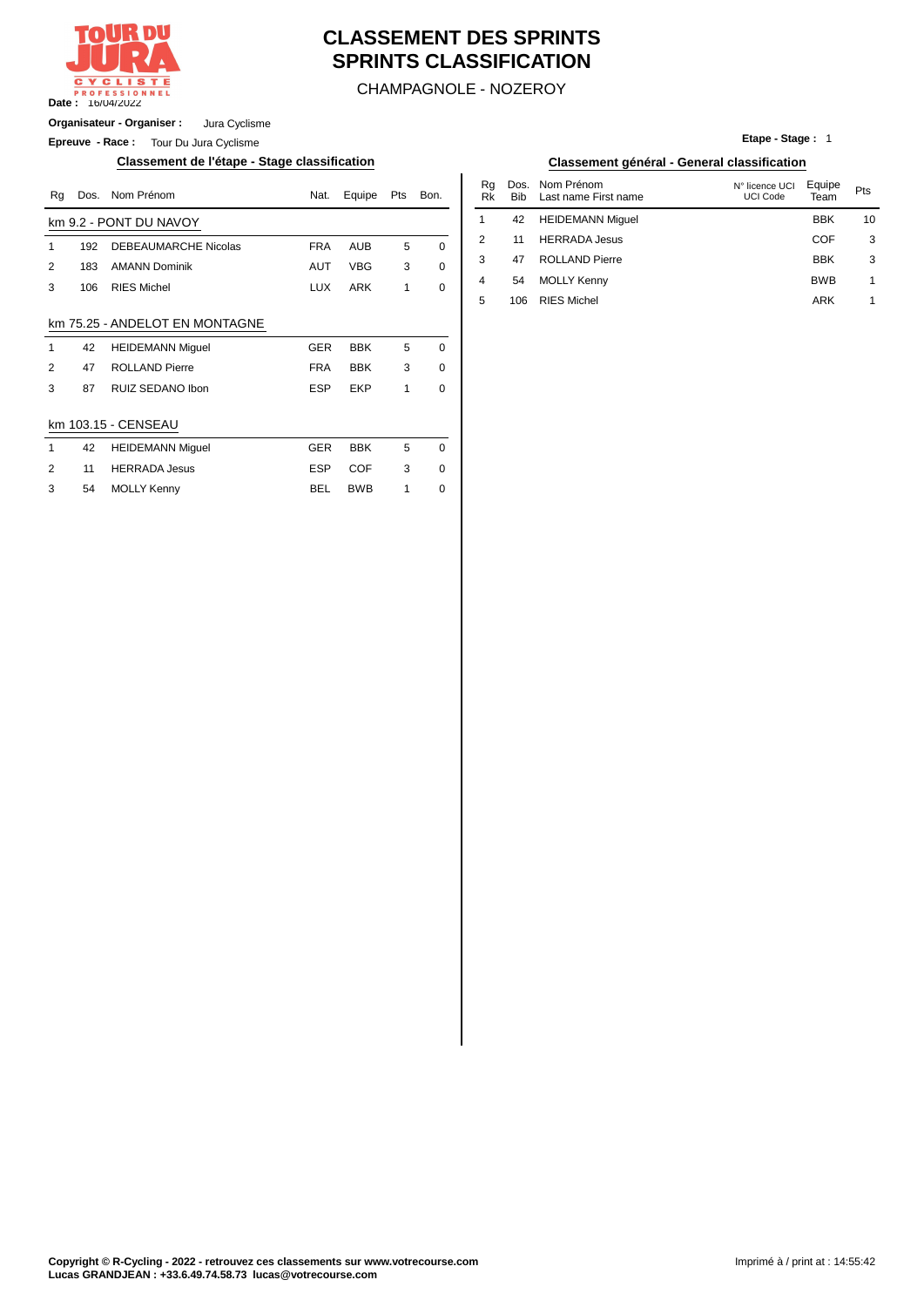# CLASSEMENT DES SPRINTS
# SPRINTS CLASSIFICATION

CHAMPAGNOLE - NOZEROY

**Date :** 16/04/2022

**Organisateur - Organiser :** Jura Cyclisme

**Epreuve - Race :** Tour Du Jura Cyclisme

**Etape - Stage :** 1

## Classement de l'étape - Stage classification

**km 9.2 - PONT DU NAVOY**

| Rg | Dos. | Nom Prénom | Nat. | Equipe | Pts | Bon. |
|---|---|---|---|---|---|---|
| 1 | 192 | DEBEAUMARCHE Nicolas | FRA | AUB | 5 | 0 |
| 2 | 183 | AMANN Dominik | AUT | VBG | 3 | 0 |
| 3 | 106 | RIES Michel | LUX | ARK | 1 | 0 |

**km 75.25 - ANDELOT EN MONTAGNE**

| Rg | Dos. | Nom Prénom | Nat. | Equipe | Pts | Bon. |
|---|---|---|---|---|---|---|
| 1 | 42 | HEIDEMANN Miguel | GER | BBK | 5 | 0 |
| 2 | 47 | ROLLAND Pierre | FRA | BBK | 3 | 0 |
| 3 | 87 | RUIZ SEDANO Ibon | ESP | EKP | 1 | 0 |

**km 103.15 - CENSEAU**

| Rg | Dos. | Nom Prénom | Nat. | Equipe | Pts | Bon. |
|---|---|---|---|---|---|---|
| 1 | 42 | HEIDEMANN Miguel | GER | BBK | 5 | 0 |
| 2 | 11 | HERRADA Jesus | ESP | COF | 3 | 0 |
| 3 | 54 | MOLLY Kenny | BEL | BWB | 1 | 0 |

## Classement général - General classification

| Rg Rk | Dos. Bib | Nom Prénom Last name First name | N° licence UCI UCI Code | Equipe Team | Pts |
|---|---|---|---|---|---|
| 1 | 42 | HEIDEMANN Miguel | | BBK | 10 |
| 2 | 11 | HERRADA Jesus | | COF | 3 |
| 3 | 47 | ROLLAND Pierre | | BBK | 3 |
| 4 | 54 | MOLLY Kenny | | BWB | 1 |
| 5 | 106 | RIES Michel | | ARK | 1 |

**Copyright © R-Cycling - 2022 - retrouvez ces classements sur www.votrecourse.com**
**Lucas GRANDJEAN : +33.6.49.74.58.73 lucas@votrecourse.com**

Imprimé à / print at : 14:55:42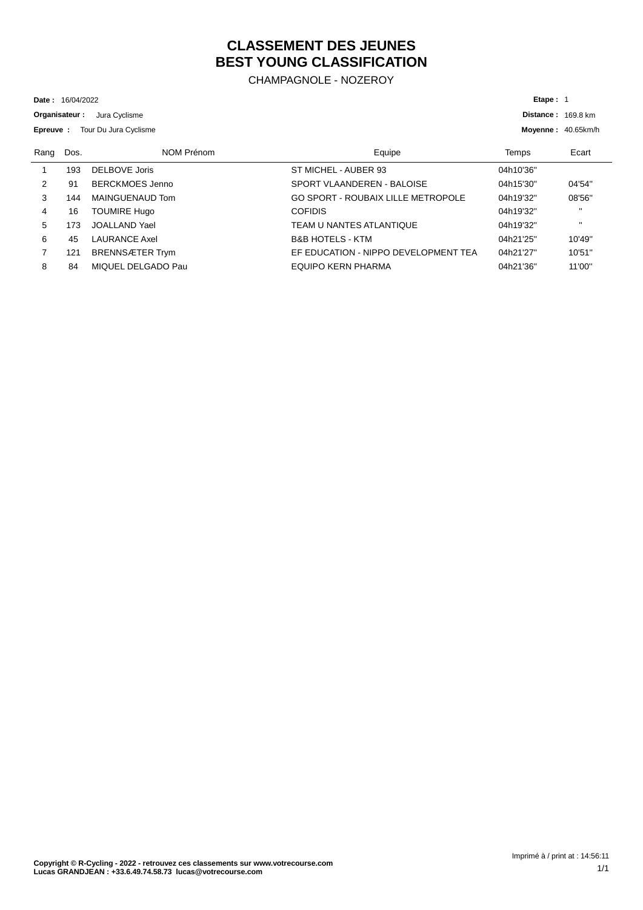# CLASSEMENT DES JEUNES
# BEST YOUNG CLASSIFICATION

CHAMPAGNOLE - NOZEROY

**Date :** 16/04/2022
**Organisateur :** Jura Cyclisme
**Epreuve :** Tour Du Jura Cyclisme

**Etape :** 1
**Distance :** 169.8 km
**Moyenne :** 40.65km/h

| Rang | Dos. | NOM Prénom | Equipe | Temps | Ecart |
|---|---|---|---|---|---|
| 1 | 193 | DELBOVE Joris | ST MICHEL - AUBER 93 | 04h10'36'' | |
| 2 | 91 | BERCKMOES Jenno | SPORT VLAANDEREN - BALOISE | 04h15'30'' | 04'54'' |
| 3 | 144 | MAINGUENAUD Tom | GO SPORT - ROUBAIX LILLE METROPOLE | 04h19'32'' | 08'56'' |
| 4 | 16 | TOUMIRE Hugo | COFIDIS | 04h19'32'' | " |
| 5 | 173 | JOALLAND Yael | TEAM U NANTES ATLANTIQUE | 04h19'32'' | " |
| 6 | 45 | LAURANCE Axel | B&B HOTELS - KTM | 04h21'25'' | 10'49'' |
| 7 | 121 | BRENNSÆTER Trym | EF EDUCATION - NIPPO DEVELOPMENT TEA | 04h21'27'' | 10'51'' |
| 8 | 84 | MIQUEL DELGADO Pau | EQUIPO KERN PHARMA | 04h21'36'' | 11'00'' |

**Copyright © R-Cycling - 2022 - retrouvez ces classements sur www.votrecourse.com**
**Lucas GRANDJEAN : +33.6.49.74.58.73 lucas@votrecourse.com**

Imprimé à / print at : 14:56:11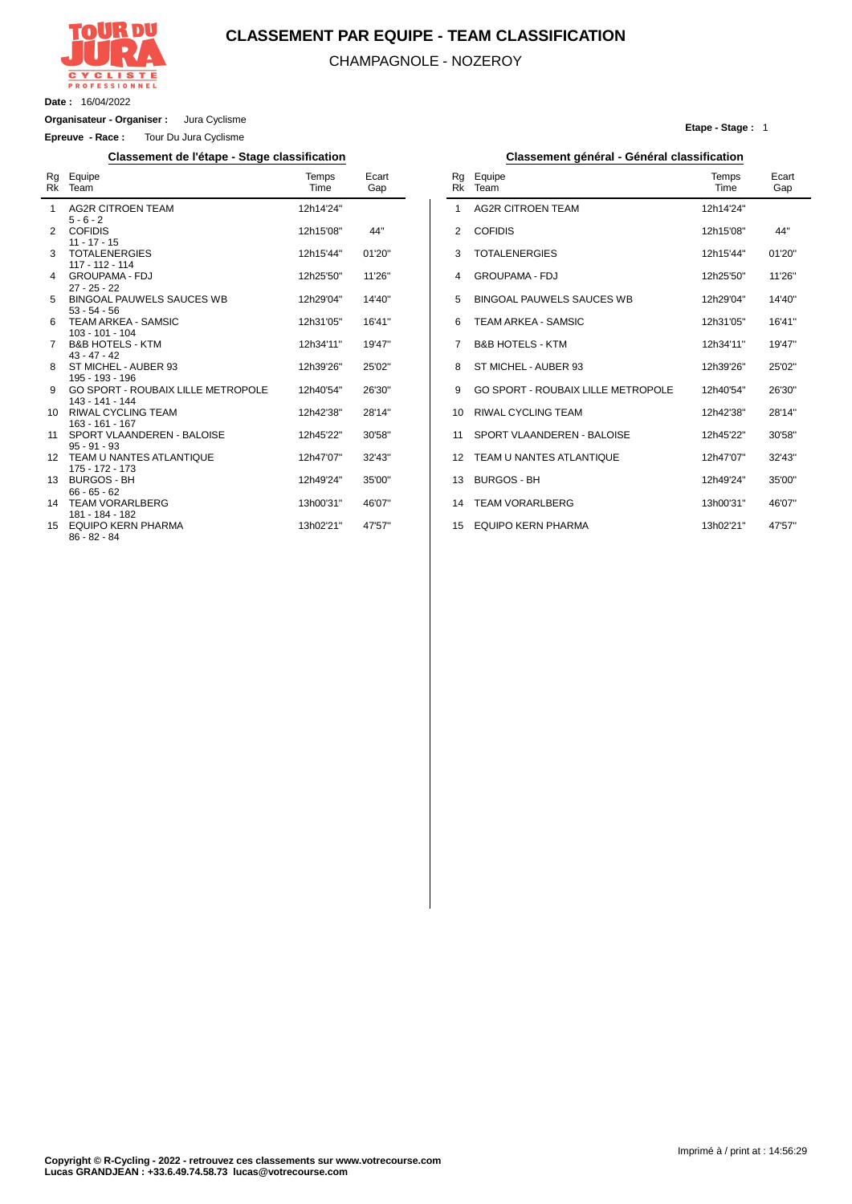# CLASSEMENT PAR EQUIPE - TEAM CLASSIFICATION

CHAMPAGNOLE - NOZEROY

**Date :** 16/04/2022

**Organisateur - Organiser :** Jura Cyclisme

**Epreuve - Race :** Tour Du Jura Cyclisme

**Etape - Stage :** 1

## Classement de l'étape - Stage classification

| Rg Rk | Equipe Team | Temps Time | Ecart Gap |
|---|---|---|---|
| 1 | AG2R CITROEN TEAM<br>5 - 6 - 2 | 12h14'24'' | |
| 2 | COFIDIS<br>11 - 17 - 15 | 12h15'08'' | 44'' |
| 3 | TOTALENERGIES<br>117 - 112 - 114 | 12h15'44'' | 01'20'' |
| 4 | GROUPAMA - FDJ<br>27 - 25 - 22 | 12h25'50'' | 11'26'' |
| 5 | BINGOAL PAUWELS SAUCES WB<br>53 - 54 - 56 | 12h29'04'' | 14'40'' |
| 6 | TEAM ARKEA - SAMSIC<br>103 - 101 - 104 | 12h31'05'' | 16'41'' |
| 7 | B&B HOTELS - KTM<br>43 - 47 - 42 | 12h34'11'' | 19'47'' |
| 8 | ST MICHEL - AUBER 93<br>195 - 193 - 196 | 12h39'26'' | 25'02'' |
| 9 | GO SPORT - ROUBAIX LILLE METROPOLE<br>143 - 141 - 144 | 12h40'54'' | 26'30'' |
| 10 | RIWAL CYCLING TEAM<br>163 - 161 - 167 | 12h42'38'' | 28'14'' |
| 11 | SPORT VLAANDEREN - BALOISE<br>95 - 91 - 93 | 12h45'22'' | 30'58'' |
| 12 | TEAM U NANTES ATLANTIQUE<br>175 - 172 - 173 | 12h47'07'' | 32'43'' |
| 13 | BURGOS - BH<br>66 - 65 - 62 | 12h49'24'' | 35'00'' |
| 14 | TEAM VORARLBERG<br>181 - 184 - 182 | 13h00'31'' | 46'07'' |
| 15 | EQUIPO KERN PHARMA<br>86 - 82 - 84 | 13h02'21'' | 47'57'' |

## Classement général - Général classification

| Rg Rk | Equipe Team | Temps Time | Ecart Gap |
|---|---|---|---|
| 1 | AG2R CITROEN TEAM | 12h14'24'' | |
| 2 | COFIDIS | 12h15'08'' | 44'' |
| 3 | TOTALENERGIES | 12h15'44'' | 01'20'' |
| 4 | GROUPAMA - FDJ | 12h25'50'' | 11'26'' |
| 5 | BINGOAL PAUWELS SAUCES WB | 12h29'04'' | 14'40'' |
| 6 | TEAM ARKEA - SAMSIC | 12h31'05'' | 16'41'' |
| 7 | B&B HOTELS - KTM | 12h34'11'' | 19'47'' |
| 8 | ST MICHEL - AUBER 93 | 12h39'26'' | 25'02'' |
| 9 | GO SPORT - ROUBAIX LILLE METROPOLE | 12h40'54'' | 26'30'' |
| 10 | RIWAL CYCLING TEAM | 12h42'38'' | 28'14'' |
| 11 | SPORT VLAANDEREN - BALOISE | 12h45'22'' | 30'58'' |
| 12 | TEAM U NANTES ATLANTIQUE | 12h47'07'' | 32'43'' |
| 13 | BURGOS - BH | 12h49'24'' | 35'00'' |
| 14 | TEAM VORARLBERG | 13h00'31'' | 46'07'' |
| 15 | EQUIPO KERN PHARMA | 13h02'21'' | 47'57'' |

**Copyright © R-Cycling - 2022 - retrouvez ces classements sur www.votrecourse.com**
**Lucas GRANDJEAN : +33.6.49.74.58.73 lucas@votrecourse.com**

Imprimé à / print at : 14:56:29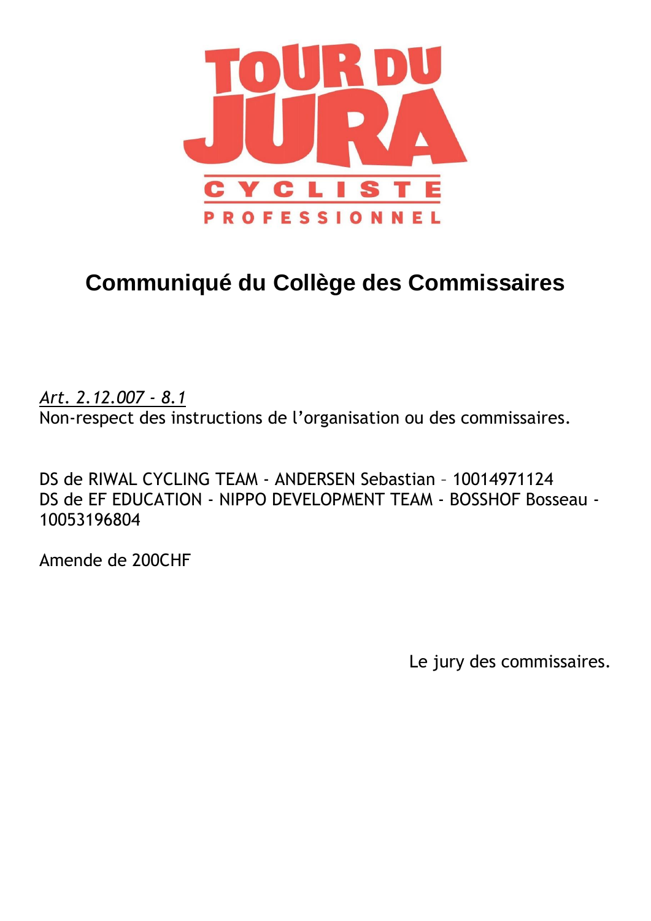# Communiqué du Collège des Commissaires

*Art. 2.12.007 - 8.1*
Non-respect des instructions de l'organisation ou des commissaires.

DS de RIWAL CYCLING TEAM - ANDERSEN Sebastian – 10014971124
DS de EF EDUCATION - NIPPO DEVELOPMENT TEAM - BOSSHOF Bosseau - 10053196804

Amende de 200CHF

Le jury des commissaires.